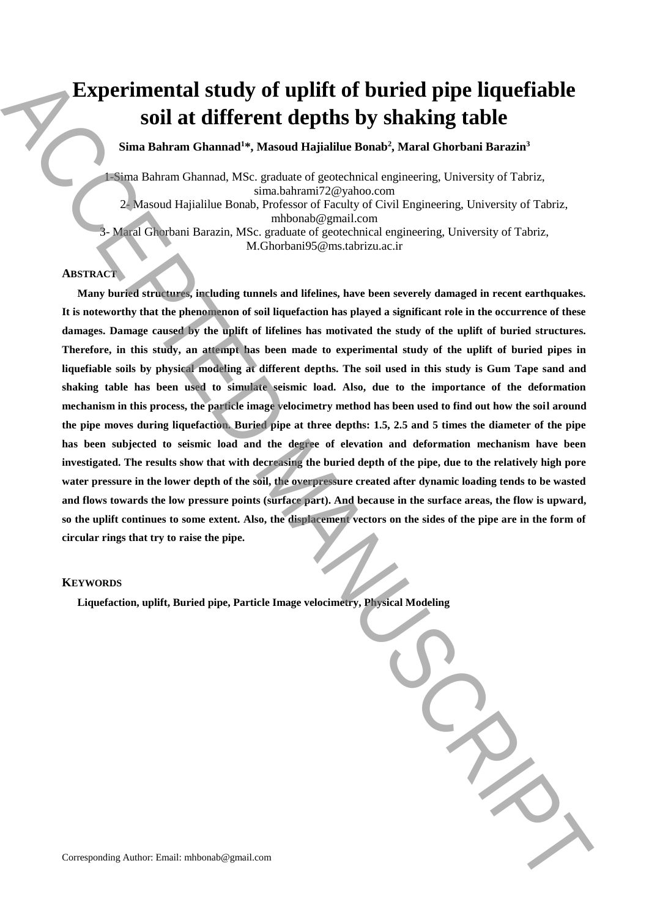# Experimental study of uplift of buried pipe liquefiable soil at different depths by shaking table

**Sima Bahram Ghannad[1]*, Masoud Hajialilue Bonab[2], Maral Ghorbani Barazin[3]**

1-Sima Bahram Ghannad, MSc. graduate of geotechnical engineering, University of Tabriz, sima.bahrami72@yahoo.com

2- Masoud Hajialilue Bonab, Professor of Faculty of Civil Engineering, University of Tabriz, mhbonab@gmail.com

3- Maral Ghorbani Barazin, MSc. graduate of geotechnical engineering, University of Tabriz, M.Ghorbani95@ms.tabrizu.ac.ir

## ABSTRACT

**Many buried structures, including tunnels and lifelines, have been severely damaged in recent earthquakes. It is noteworthy that the phenomenon of soil liquefaction has played a significant role in the occurrence of these damages. Damage caused by the uplift of lifelines has motivated the study of the uplift of buried structures. Therefore, in this study, an attempt has been made to experimental study of the uplift of buried pipes in liquefiable soils by physical modeling at different depths. The soil used in this study is Gum Tape sand and shaking table has been used to simulate seismic load. Also, due to the importance of the deformation mechanism in this process, the particle image velocimetry method has been used to find out how the soil around the pipe moves during liquefaction. Buried pipe at three depths: 1.5, 2.5 and 5 times the diameter of the pipe has been subjected to seismic load and the degree of elevation and deformation mechanism have been investigated. The results show that with decreasing the buried depth of the pipe, due to the relatively high pore water pressure in the lower depth of the soil, the overpressure created after dynamic loading tends to be wasted and flows towards the low pressure points (surface part). And because in the surface areas, the flow is upward, so the uplift continues to some extent. Also, the displacement vectors on the sides of the pipe are in the form of circular rings that try to raise the pipe.**

## KEYWORDS

**Liquefaction, uplift, Buried pipe, Particle Image velocimetry, Physical Modeling**

Corresponding Author: Email: mhbonab@gmail.com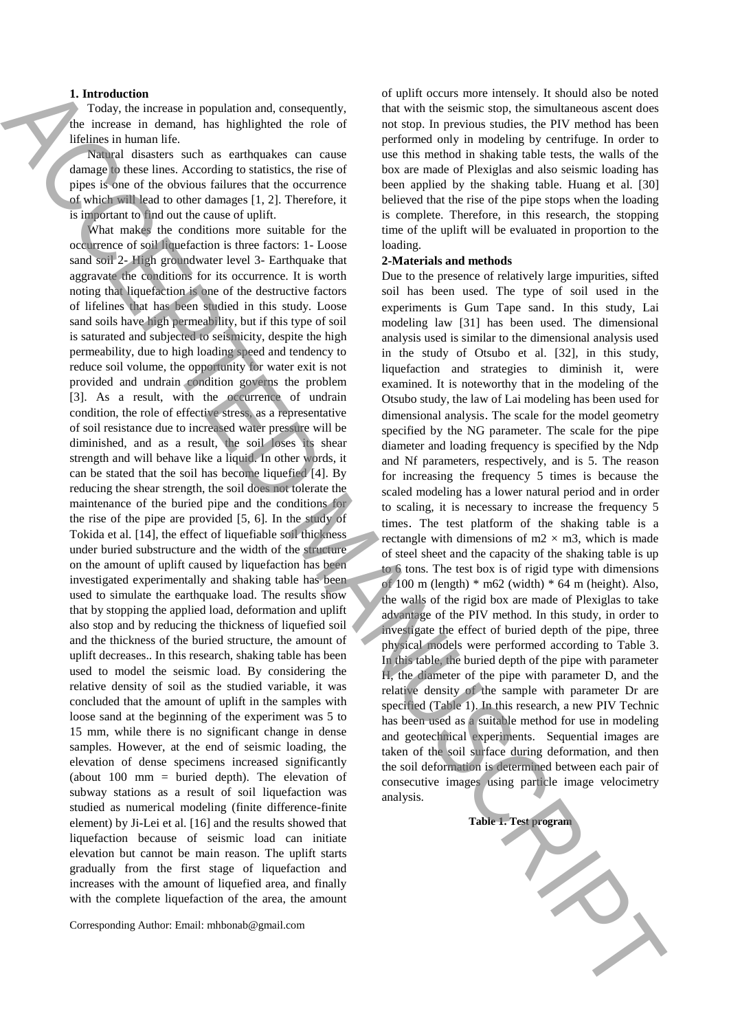## 1. Introduction

Today, the increase in population and, consequently, the increase in demand, has highlighted the role of lifelines in human life.

Natural disasters such as earthquakes can cause damage to these lines. According to statistics, the rise of pipes is one of the obvious failures that the occurrence of which will lead to other damages [1, 2]. Therefore, it is important to find out the cause of uplift.

What makes the conditions more suitable for the occurrence of soil liquefaction is three factors: 1- Loose sand soil 2- High groundwater level 3- Earthquake that aggravate the conditions for its occurrence. It is worth noting that liquefaction is one of the destructive factors of lifelines that has been studied in this study. Loose sand soils have high permeability, but if this type of soil is saturated and subjected to seismicity, despite the high permeability, due to high loading speed and tendency to reduce soil volume, the opportunity for water exit is not provided and undrain condition governs the problem [3]. As a result, with the occurrence of undrain condition, the role of effective stress, as a representative of soil resistance due to increased water pressure will be diminished, and as a result, the soil loses its shear strength and will behave like a liquid. In other words, it can be stated that the soil has become liquefied [4]. By reducing the shear strength, the soil does not tolerate the maintenance of the buried pipe and the conditions for the rise of the pipe are provided [5, 6]. In the study of Tokida et al. [14], the effect of liquefiable soil thickness under buried substructure and the width of the structure on the amount of uplift caused by liquefaction has been investigated experimentally and shaking table has been used to simulate the earthquake load. The results show that by stopping the applied load, deformation and uplift also stop and by reducing the thickness of liquefied soil and the thickness of the buried structure, the amount of uplift decreases.. In this research, shaking table has been used to model the seismic load. By considering the relative density of soil as the studied variable, it was concluded that the amount of uplift in the samples with loose sand at the beginning of the experiment was 5 to 15 mm, while there is no significant change in dense samples. However, at the end of seismic loading, the elevation of dense specimens increased significantly (about 100 mm = buried depth). The elevation of subway stations as a result of soil liquefaction was studied as numerical modeling (finite difference-finite element) by Ji-Lei et al. [16] and the results showed that liquefaction because of seismic load can initiate elevation but cannot be main reason. The uplift starts gradually from the first stage of liquefaction and increases with the amount of liquefied area, and finally with the complete liquefaction of the area, the amount of uplift occurs more intensely. It should also be noted that with the seismic stop, the simultaneous ascent does not stop. In previous studies, the PIV method has been performed only in modeling by centrifuge. In order to use this method in shaking table tests, the walls of the box are made of Plexiglas and also seismic loading has been applied by the shaking table. Huang et al. [30] believed that the rise of the pipe stops when the loading is complete. Therefore, in this research, the stopping time of the uplift will be evaluated in proportion to the loading.

## 2-Materials and methods

Due to the presence of relatively large impurities, sifted soil has been used. The type of soil used in the experiments is Gum Tape sand. In this study, Lai modeling law [31] has been used. The dimensional analysis used is similar to the dimensional analysis used in the study of Otsubo et al. [32], in this study, liquefaction and strategies to diminish it, were examined. It is noteworthy that in the modeling of the Otsubo study, the law of Lai modeling has been used for dimensional analysis. The scale for the model geometry specified by the NG parameter. The scale for the pipe diameter and loading frequency is specified by the Ndp and Nf parameters, respectively, and is 5. The reason for increasing the frequency 5 times is because the scaled modeling has a lower natural period and in order to scaling, it is necessary to increase the frequency 5 times. The test platform of the shaking table is a rectangle with dimensions of m2 × m3, which is made of steel sheet and the capacity of the shaking table is up to 6 tons. The test box is of rigid type with dimensions of 100 m (length) * m62 (width) * 64 m (height). Also, the walls of the rigid box are made of Plexiglas to take advantage of the PIV method. In this study, in order to investigate the effect of buried depth of the pipe, three physical models were performed according to Table 3. In this table, the buried depth of the pipe with parameter H, the diameter of the pipe with parameter D, and the relative density of the sample with parameter Dr are specified (Table 1). In this research, a new PIV Technic has been used as a suitable method for use in modeling and geotechnical experiments. Sequential images are taken of the soil surface during deformation, and then the soil deformation is determined between each pair of consecutive images using particle image velocimetry analysis.

**Table 1. Test program**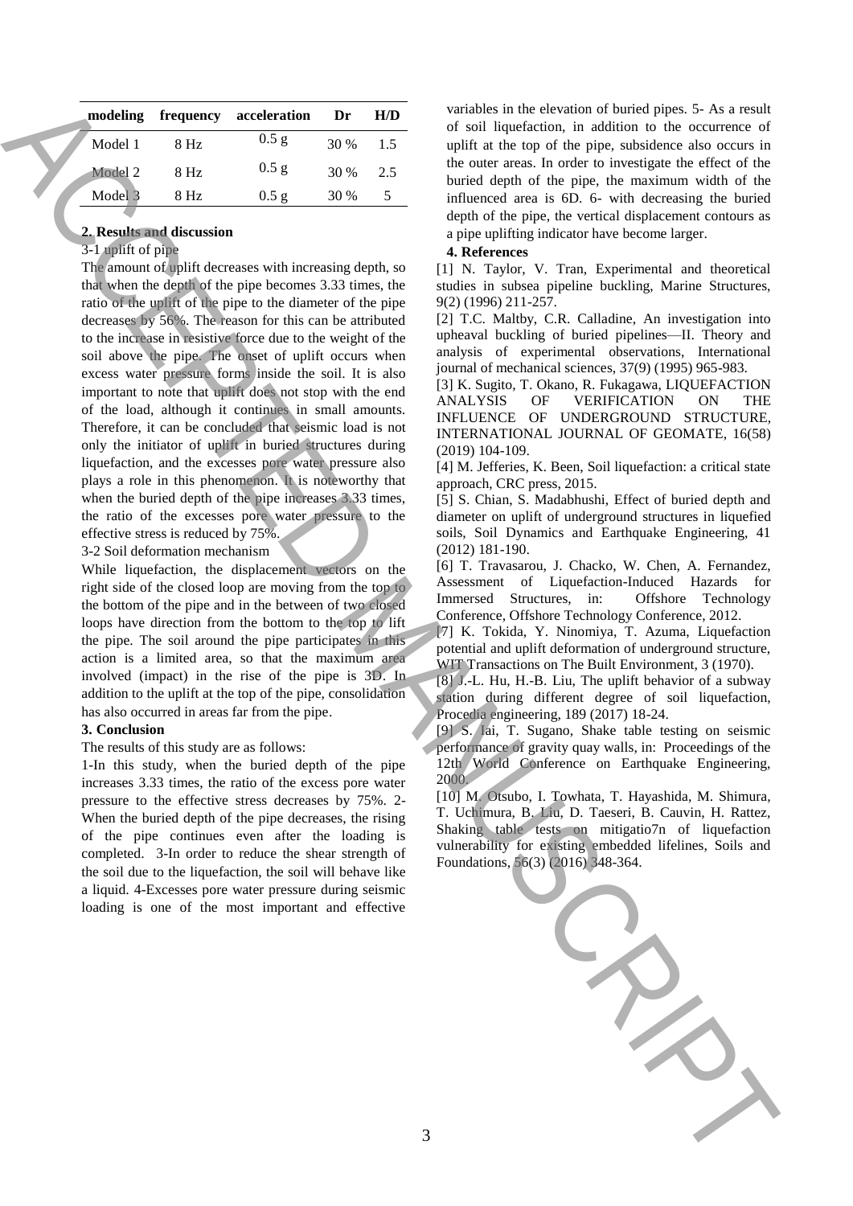| modeling | frequency | acceleration | Dr | H/D |
|---|---|---|---|---|
| Model 1 | 8 Hz | 0.5 g | 30 % | 1.5 |
| Model 2 | 8 Hz | 0.5 g | 30 % | 2.5 |
| Model 3 | 8 Hz | 0.5 g | 30 % | 5 |

## 2. Results and discussion

3-1 uplift of pipe

The amount of uplift decreases with increasing depth, so that when the depth of the pipe becomes 3.33 times, the ratio of the uplift of the pipe to the diameter of the pipe decreases by 56%. The reason for this can be attributed to the increase in resistive force due to the weight of the soil above the pipe. The onset of uplift occurs when excess water pressure forms inside the soil. It is also important to note that uplift does not stop with the end of the load, although it continues in small amounts. Therefore, it can be concluded that seismic load is not only the initiator of uplift in buried structures during liquefaction, and the excesses pore water pressure also plays a role in this phenomenon. It is noteworthy that when the buried depth of the pipe increases 3.33 times, the ratio of the excesses pore water pressure to the effective stress is reduced by 75%.

3-2 Soil deformation mechanism

While liquefaction, the displacement vectors on the right side of the closed loop are moving from the top to the bottom of the pipe and in the between of two closed loops have direction from the bottom to the top to lift the pipe. The soil around the pipe participates in this action is a limited area, so that the maximum area involved (impact) in the rise of the pipe is 3D. In addition to the uplift at the top of the pipe, consolidation has also occurred in areas far from the pipe.

## 3. Conclusion

The results of this study are as follows:

1-In this study, when the buried depth of the pipe increases 3.33 times, the ratio of the excess pore water pressure to the effective stress decreases by 75%. 2-When the buried depth of the pipe decreases, the rising of the pipe continues even after the loading is completed. 3-In order to reduce the shear strength of the soil due to the liquefaction, the soil will behave like a liquid. 4-Excesses pore water pressure during seismic loading is one of the most important and effective variables in the elevation of buried pipes. 5- As a result of soil liquefaction, in addition to the occurrence of uplift at the top of the pipe, subsidence also occurs in the outer areas. In order to investigate the effect of the buried depth of the pipe, the maximum width of the influenced area is 6D. 6- with decreasing the buried depth of the pipe, the vertical displacement contours as a pipe uplifting indicator have become larger.

## 4. References

[1] N. Taylor, V. Tran, Experimental and theoretical studies in subsea pipeline buckling, Marine Structures, 9(2) (1996) 211-257.

[2] T.C. Maltby, C.R. Calladine, An investigation into upheaval buckling of buried pipelines—II. Theory and analysis of experimental observations, International journal of mechanical sciences, 37(9) (1995) 965-983.

[3] K. Sugito, T. Okano, R. Fukagawa, LIQUEFACTION ANALYSIS OF VERIFICATION ON THE INFLUENCE OF UNDERGROUND STRUCTURE, INTERNATIONAL JOURNAL OF GEOMATE, 16(58) (2019) 104-109.

[4] M. Jefferies, K. Been, Soil liquefaction: a critical state approach, CRC press, 2015.

[5] S. Chian, S. Madabhushi, Effect of buried depth and diameter on uplift of underground structures in liquefied soils, Soil Dynamics and Earthquake Engineering, 41 (2012) 181-190.

[6] T. Travasarou, J. Chacko, W. Chen, A. Fernandez, Assessment of Liquefaction-Induced Hazards for Immersed Structures, in: Offshore Technology Conference, Offshore Technology Conference, 2012.

[7] K. Tokida, Y. Ninomiya, T. Azuma, Liquefaction potential and uplift deformation of underground structure, WIT Transactions on The Built Environment, 3 (1970).

[8] J.-L. Hu, H.-B. Liu, The uplift behavior of a subway station during different degree of soil liquefaction, Procedia engineering, 189 (2017) 18-24.

[9] S. Iai, T. Sugano, Shake table testing on seismic performance of gravity quay walls, in: Proceedings of the 12th World Conference on Earthquake Engineering, 2000.

[10] M. Otsubo, I. Towhata, T. Hayashida, M. Shimura, T. Uchimura, B. Liu, D. Taeseri, B. Cauvin, H. Rattez, Shaking table tests on mitigatio7n of liquefaction vulnerability for existing embedded lifelines, Soils and Foundations, 56(3) (2016) 348-364.